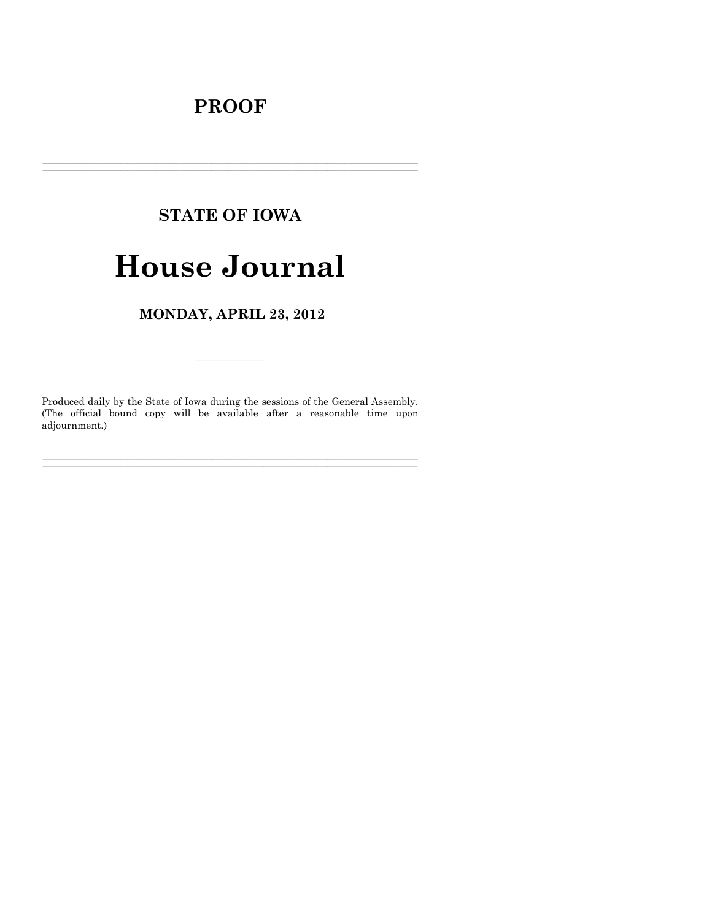# PROOF

---

## STATE OF IOWA

# House Journal

## MONDAY, APRIL 23, 2012

---

Produced daily by the State of Iowa during the sessions of the General Assembly. (The official bound copy will be available after a reasonable time upon adjournment.)

---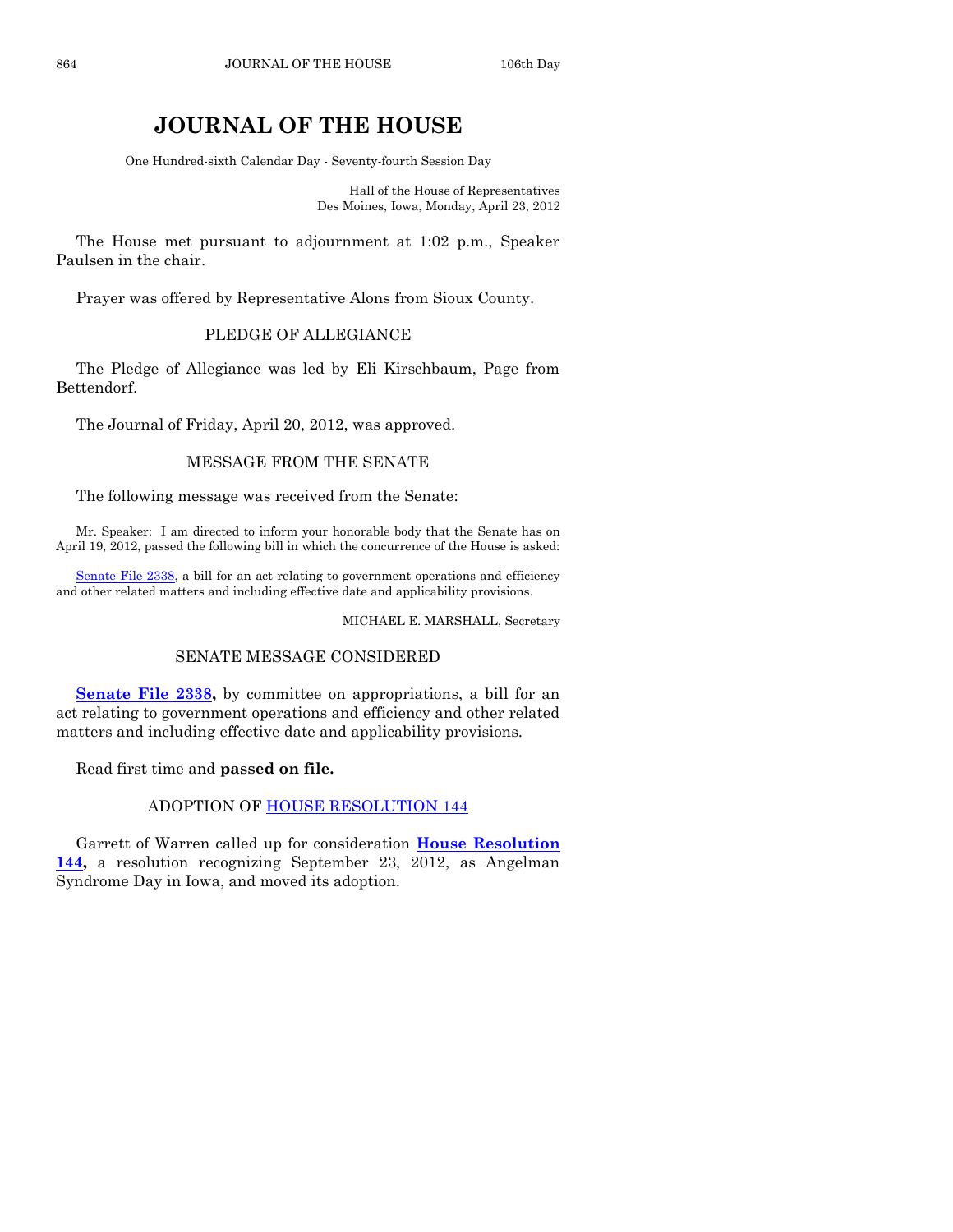# JOURNAL OF THE HOUSE

One Hundred-sixth Calendar Day - Seventy-fourth Session Day

Hall of the House of Representatives
Des Moines, Iowa, Monday, April 23, 2012

The House met pursuant to adjournment at 1:02 p.m., Speaker Paulsen in the chair.

Prayer was offered by Representative Alons from Sioux County.

## PLEDGE OF ALLEGIANCE

The Pledge of Allegiance was led by Eli Kirschbaum, Page from Bettendorf.

The Journal of Friday, April 20, 2012, was approved.

## MESSAGE FROM THE SENATE

The following message was received from the Senate:

Mr. Speaker: I am directed to inform your honorable body that the Senate has on April 19, 2012, passed the following bill in which the concurrence of the House is asked:

Senate File 2338, a bill for an act relating to government operations and efficiency and other related matters and including effective date and applicability provisions.

MICHAEL E. MARSHALL, Secretary

## SENATE MESSAGE CONSIDERED

**Senate File 2338,** by committee on appropriations, a bill for an act relating to government operations and efficiency and other related matters and including effective date and applicability provisions.

Read first time and **passed on file.**

## ADOPTION OF HOUSE RESOLUTION 144

Garrett of Warren called up for consideration **House Resolution 144,** a resolution recognizing September 23, 2012, as Angelman Syndrome Day in Iowa, and moved its adoption.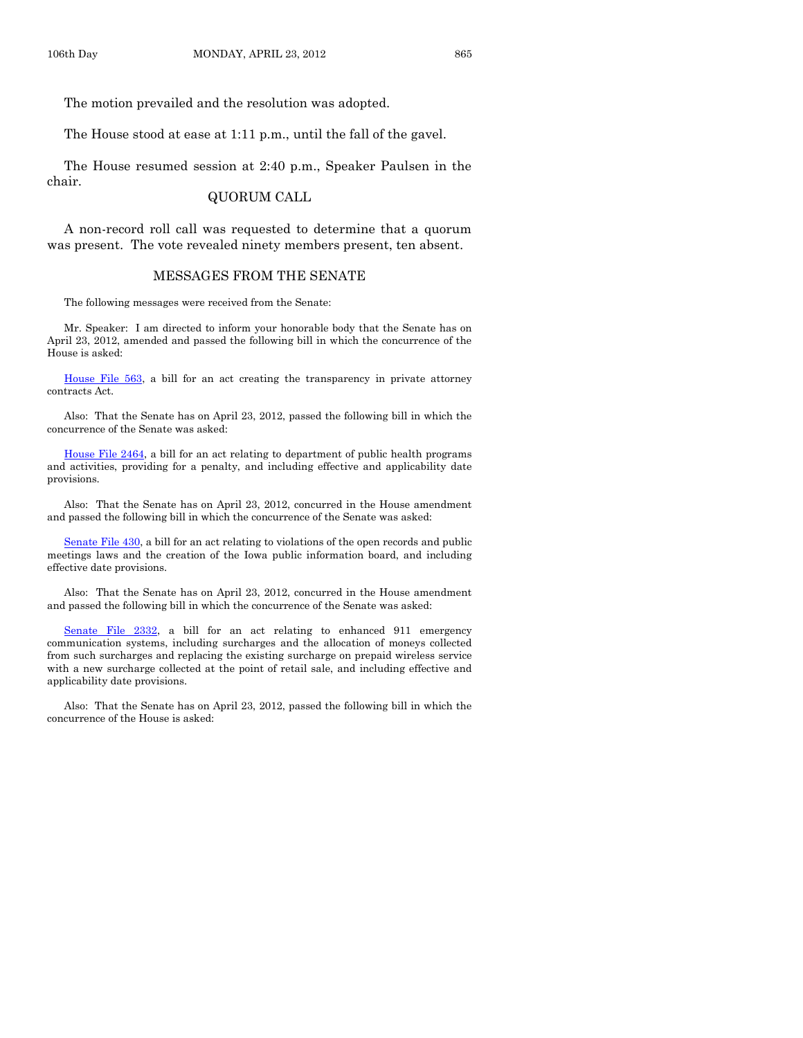The motion prevailed and the resolution was adopted.

The House stood at ease at 1:11 p.m., until the fall of the gavel.

The House resumed session at 2:40 p.m., Speaker Paulsen in the chair.

## QUORUM CALL

A non-record roll call was requested to determine that a quorum was present. The vote revealed ninety members present, ten absent.

## MESSAGES FROM THE SENATE

The following messages were received from the Senate:

Mr. Speaker: I am directed to inform your honorable body that the Senate has on April 23, 2012, amended and passed the following bill in which the concurrence of the House is asked:

House File 563, a bill for an act creating the transparency in private attorney contracts Act.

Also: That the Senate has on April 23, 2012, passed the following bill in which the concurrence of the Senate was asked:

House File 2464, a bill for an act relating to department of public health programs and activities, providing for a penalty, and including effective and applicability date provisions.

Also: That the Senate has on April 23, 2012, concurred in the House amendment and passed the following bill in which the concurrence of the Senate was asked:

Senate File 430, a bill for an act relating to violations of the open records and public meetings laws and the creation of the Iowa public information board, and including effective date provisions.

Also: That the Senate has on April 23, 2012, concurred in the House amendment and passed the following bill in which the concurrence of the Senate was asked:

Senate File 2332, a bill for an act relating to enhanced 911 emergency communication systems, including surcharges and the allocation of moneys collected from such surcharges and replacing the existing surcharge on prepaid wireless service with a new surcharge collected at the point of retail sale, and including effective and applicability date provisions.

Also: That the Senate has on April 23, 2012, passed the following bill in which the concurrence of the House is asked: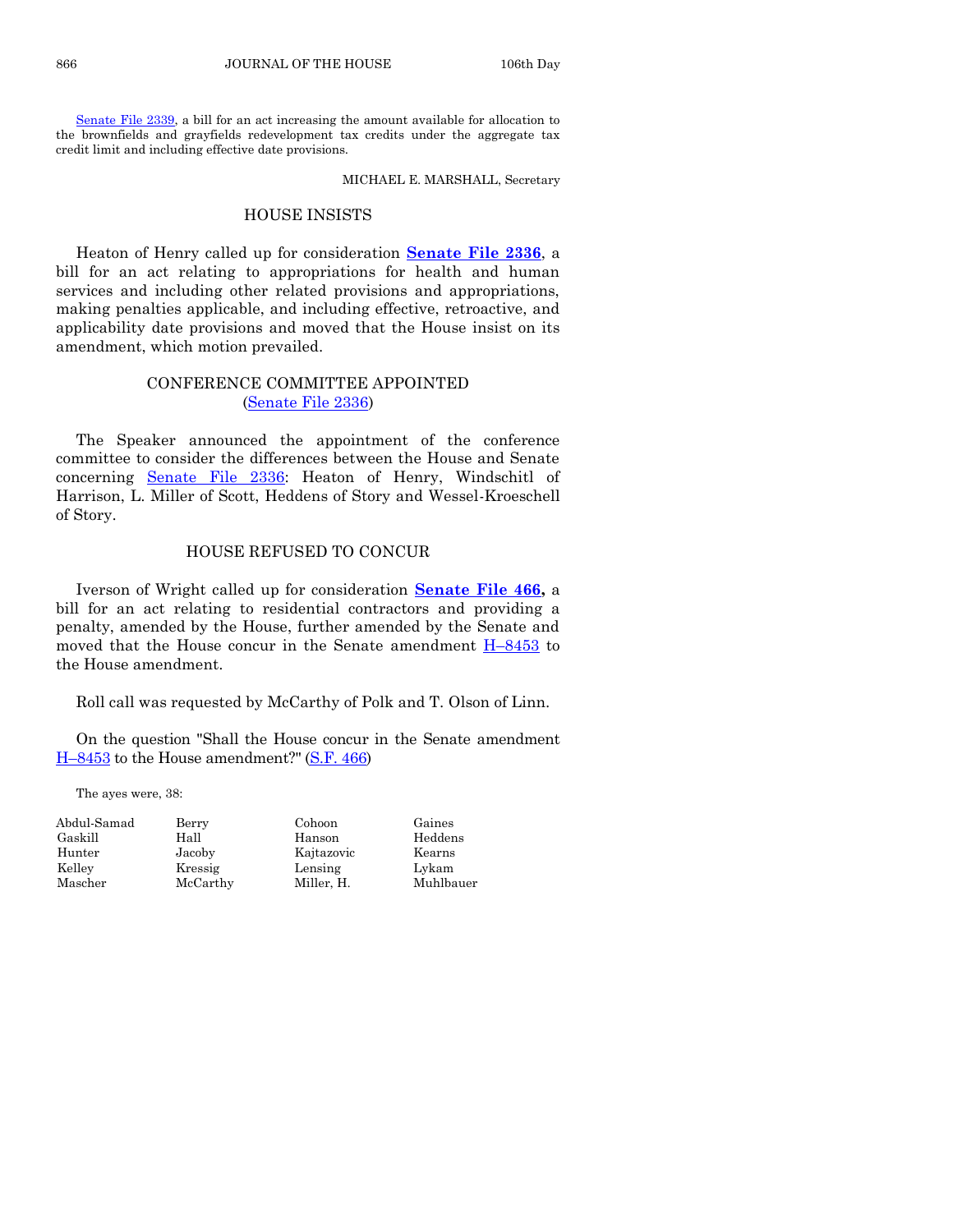Senate File 2339, a bill for an act increasing the amount available for allocation to the brownfields and grayfields redevelopment tax credits under the aggregate tax credit limit and including effective date provisions.

MICHAEL E. MARSHALL, Secretary

## HOUSE INSISTS

Heaton of Henry called up for consideration **Senate File 2336**, a bill for an act relating to appropriations for health and human services and including other related provisions and appropriations, making penalties applicable, and including effective, retroactive, and applicability date provisions and moved that the House insist on its amendment, which motion prevailed.

## CONFERENCE COMMITTEE APPOINTED
(Senate File 2336)

The Speaker announced the appointment of the conference committee to consider the differences between the House and Senate concerning Senate File 2336: Heaton of Henry, Windschitl of Harrison, L. Miller of Scott, Heddens of Story and Wessel-Kroeschell of Story.

## HOUSE REFUSED TO CONCUR

Iverson of Wright called up for consideration **Senate File 466,** a bill for an act relating to residential contractors and providing a penalty, amended by the House, further amended by the Senate and moved that the House concur in the Senate amendment H–8453 to the House amendment.

Roll call was requested by McCarthy of Polk and T. Olson of Linn.

On the question "Shall the House concur in the Senate amendment H–8453 to the House amendment?" (S.F. 466)

The ayes were, 38:

| | | | |
|---|---|---|---|
| Abdul-Samad | Berry | Cohoon | Gaines |
| Gaskill | Hall | Hanson | Heddens |
| Hunter | Jacoby | Kajtazovic | Kearns |
| Kelley | Kressig | Lensing | Lykam |
| Mascher | McCarthy | Miller, H. | Muhlbauer |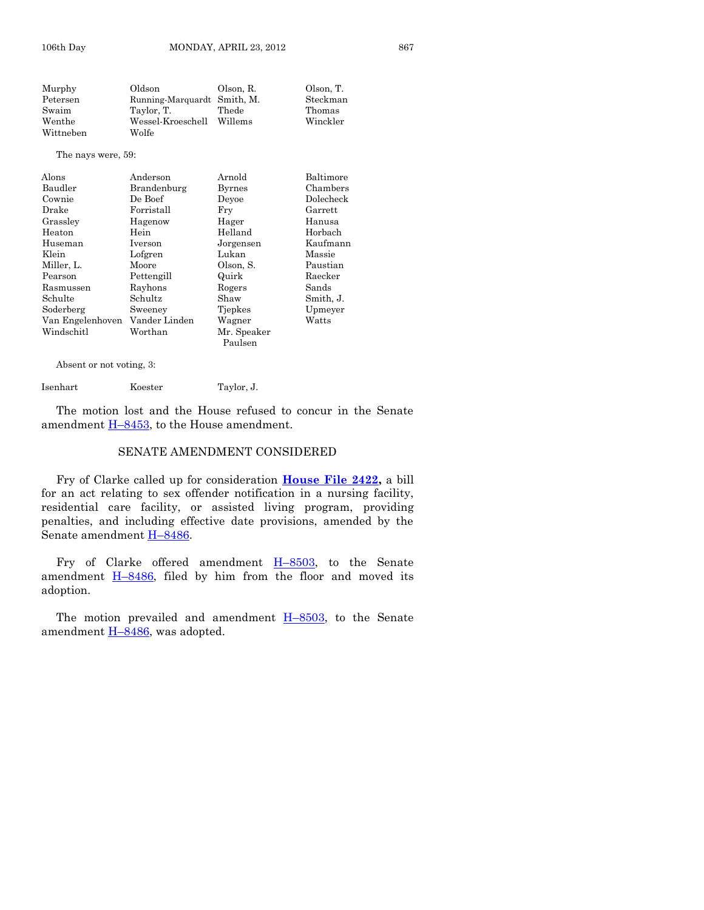| | | | |
|---|---|---|---|
| Murphy | Oldson | Olson, R. | Olson, T. |
| Petersen | Running-Marquardt | Smith, M. | Steckman |
| Swaim | Taylor, T. | Thede | Thomas |
| Wenthe | Wessel-Kroeschell | Willems | Winckler |
| Wittneben | Wolfe | | |

The nays were, 59:

| | | | |
|---|---|---|---|
| Alons | Anderson | Arnold | Baltimore |
| Baudler | Brandenburg | Byrnes | Chambers |
| Cownie | De Boef | Deyoe | Dolecheck |
| Drake | Forristall | Fry | Garrett |
| Grassley | Hagenow | Hager | Hanusa |
| Heaton | Hein | Helland | Horbach |
| Huseman | Iverson | Jorgensen | Kaufmann |
| Klein | Lofgren | Lukan | Massie |
| Miller, L. | Moore | Olson, S. | Paustian |
| Pearson | Pettengill | Quirk | Raecker |
| Rasmussen | Rayhons | Rogers | Sands |
| Schulte | Schultz | Shaw | Smith, J. |
| Soderberg | Sweeney | Tjepkes | Upmeyer |
| Van Engelenhoven | Vander Linden | Wagner | Watts |
| Windschitl | Worthan | Mr. Speaker Paulsen | |

Absent or not voting, 3:

| | | |
|---|---|---|
| Isenhart | Koester | Taylor, J. |

The motion lost and the House refused to concur in the Senate amendment H–8453, to the House amendment.

## SENATE AMENDMENT CONSIDERED

Fry of Clarke called up for consideration **House File 2422,** a bill for an act relating to sex offender notification in a nursing facility, residential care facility, or assisted living program, providing penalties, and including effective date provisions, amended by the Senate amendment H–8486.

Fry of Clarke offered amendment H–8503, to the Senate amendment H–8486, filed by him from the floor and moved its adoption.

The motion prevailed and amendment H–8503, to the Senate amendment H–8486, was adopted.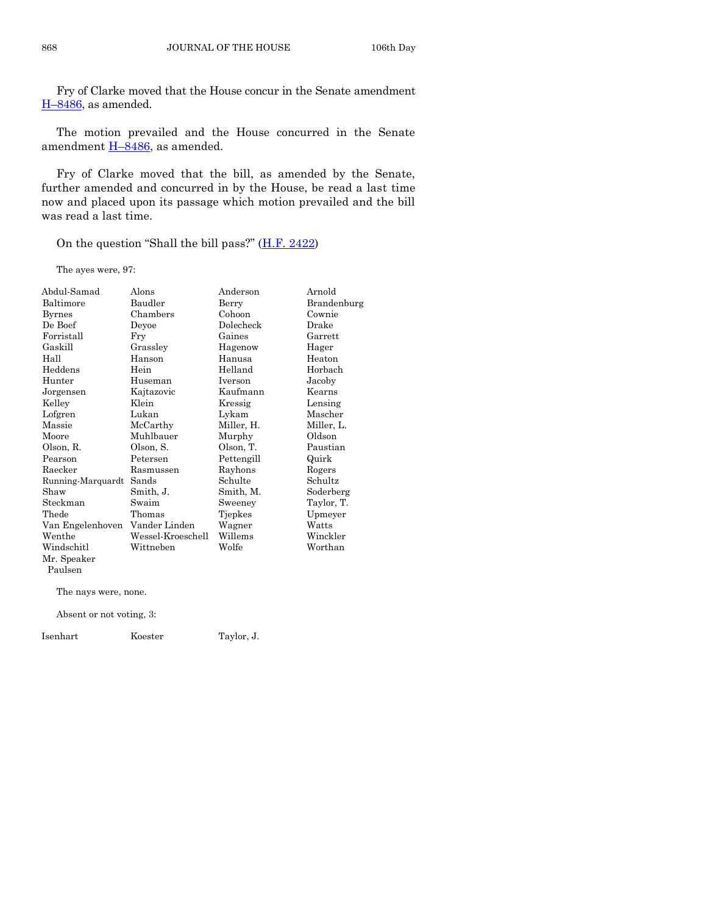Fry of Clarke moved that the House concur in the Senate amendment H–8486, as amended.

The motion prevailed and the House concurred in the Senate amendment H–8486, as amended.

Fry of Clarke moved that the bill, as amended by the Senate, further amended and concurred in by the House, be read a last time now and placed upon its passage which motion prevailed and the bill was read a last time.

On the question "Shall the bill pass?" (H.F. 2422)

The ayes were, 97:

| | | | |
|---|---|---|---|
| Abdul-Samad | Alons | Anderson | Arnold |
| Baltimore | Baudler | Berry | Brandenburg |
| Byrnes | Chambers | Cohoon | Cownie |
| De Boef | Deyoe | Dolecheck | Drake |
| Forristall | Fry | Gaines | Garrett |
| Gaskill | Grassley | Hagenow | Hager |
| Hall | Hanson | Hanusa | Heaton |
| Heddens | Hein | Helland | Horbach |
| Hunter | Huseman | Iverson | Jacoby |
| Jorgensen | Kajtazovic | Kaufmann | Kearns |
| Kelley | Klein | Kressig | Lensing |
| Lofgren | Lukan | Lykam | Mascher |
| Massie | McCarthy | Miller, H. | Miller, L. |
| Moore | Muhlbauer | Murphy | Oldson |
| Olson, R. | Olson, S. | Olson, T. | Paustian |
| Pearson | Petersen | Pettengill | Quirk |
| Raecker | Rasmussen | Rayhons | Rogers |
| Running-Marquardt | Sands | Schulte | Schultz |
| Shaw | Smith, J. | Smith, M. | Soderberg |
| Steckman | Swaim | Sweeney | Taylor, T. |
| Thede | Thomas | Tjepkes | Upmeyer |
| Van Engelenhoven | Vander Linden | Wagner | Watts |
| Wenthe | Wessel-Kroeschell | Willems | Winckler |
| Windschitl | Wittneben | Wolfe | Worthan |
| Mr. Speaker Paulsen | | | |

The nays were, none.

Absent or not voting, 3:

| | | |
|---|---|---|
| Isenhart | Koester | Taylor, J. |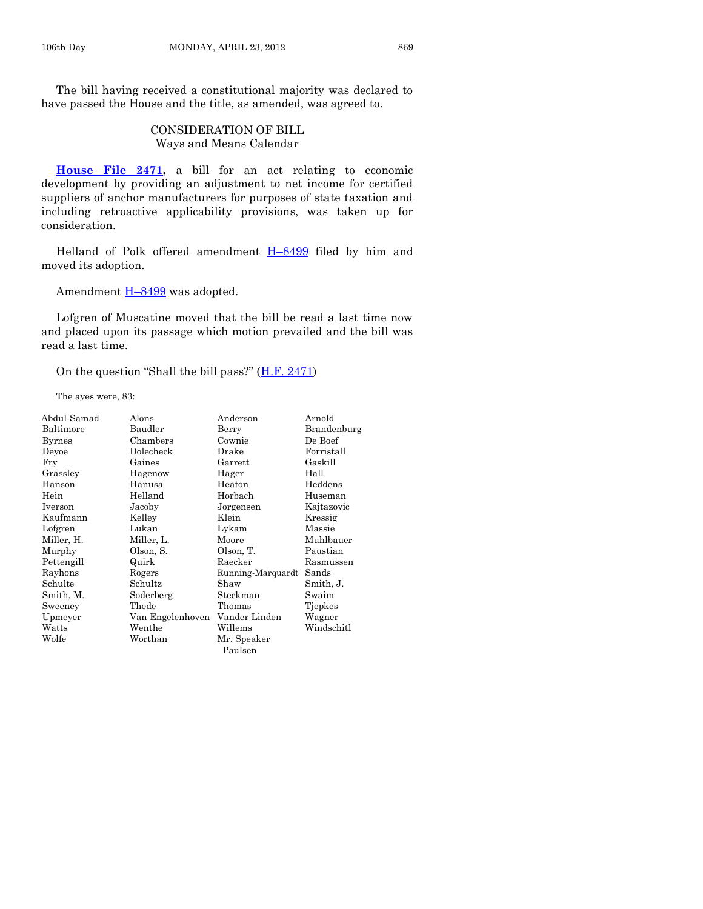The bill having received a constitutional majority was declared to have passed the House and the title, as amended, was agreed to.

## CONSIDERATION OF BILL
### Ways and Means Calendar

**House File 2471,** a bill for an act relating to economic development by providing an adjustment to net income for certified suppliers of anchor manufacturers for purposes of state taxation and including retroactive applicability provisions, was taken up for consideration.

Helland of Polk offered amendment H–8499 filed by him and moved its adoption.

Amendment H–8499 was adopted.

Lofgren of Muscatine moved that the bill be read a last time now and placed upon its passage which motion prevailed and the bill was read a last time.

On the question "Shall the bill pass?" (H.F. 2471)

The ayes were, 83:

| | | | |
|---|---|---|---|
| Abdul-Samad | Alons | Anderson | Arnold |
| Baltimore | Baudler | Berry | Brandenburg |
| Byrnes | Chambers | Cownie | De Boef |
| Deyoe | Dolecheck | Drake | Forristall |
| Fry | Gaines | Garrett | Gaskill |
| Grassley | Hagenow | Hager | Hall |
| Hanson | Hanusa | Heaton | Heddens |
| Hein | Helland | Horbach | Huseman |
| Iverson | Jacoby | Jorgensen | Kajtazovic |
| Kaufmann | Kelley | Klein | Kressig |
| Lofgren | Lukan | Lykam | Massie |
| Miller, H. | Miller, L. | Moore | Muhlbauer |
| Murphy | Olson, S. | Olson, T. | Paustian |
| Pettengill | Quirk | Raecker | Rasmussen |
| Rayhons | Rogers | Running-Marquardt | Sands |
| Schulte | Schultz | Shaw | Smith, J. |
| Smith, M. | Soderberg | Steckman | Swaim |
| Sweeney | Thede | Thomas | Tjepkes |
| Upmeyer | Van Engelenhoven | Vander Linden | Wagner |
| Watts | Wenthe | Willems | Windschitl |
| Wolfe | Worthan | Mr. Speaker Paulsen | |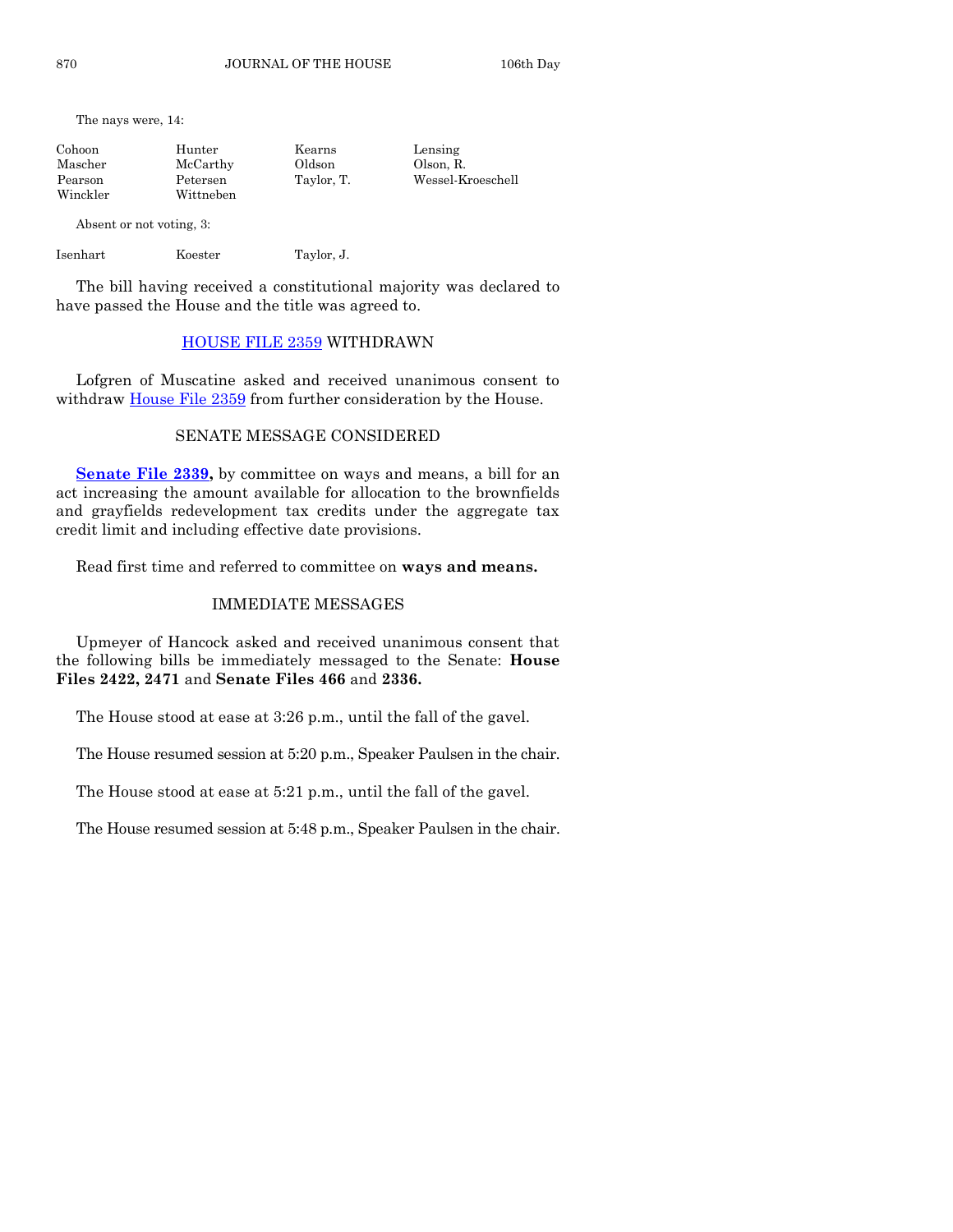The nays were, 14:

| | | | |
|---|---|---|---|
| Cohoon | Hunter | Kearns | Lensing |
| Mascher | McCarthy | Oldson | Olson, R. |
| Pearson | Petersen | Taylor, T. | Wessel-Kroeschell |
| Winckler | Wittneben | | |

Absent or not voting, 3:

| | | |
|---|---|---|
| Isenhart | Koester | Taylor, J. |

The bill having received a constitutional majority was declared to have passed the House and the title was agreed to.

## HOUSE FILE 2359 WITHDRAWN

Lofgren of Muscatine asked and received unanimous consent to withdraw House File 2359 from further consideration by the House.

## SENATE MESSAGE CONSIDERED

**Senate File 2339,** by committee on ways and means, a bill for an act increasing the amount available for allocation to the brownfields and grayfields redevelopment tax credits under the aggregate tax credit limit and including effective date provisions.

Read first time and referred to committee on **ways and means.**

## IMMEDIATE MESSAGES

Upmeyer of Hancock asked and received unanimous consent that the following bills be immediately messaged to the Senate: **House Files 2422, 2471** and **Senate Files 466** and **2336.**

The House stood at ease at 3:26 p.m., until the fall of the gavel.

The House resumed session at 5:20 p.m., Speaker Paulsen in the chair.

The House stood at ease at 5:21 p.m., until the fall of the gavel.

The House resumed session at 5:48 p.m., Speaker Paulsen in the chair.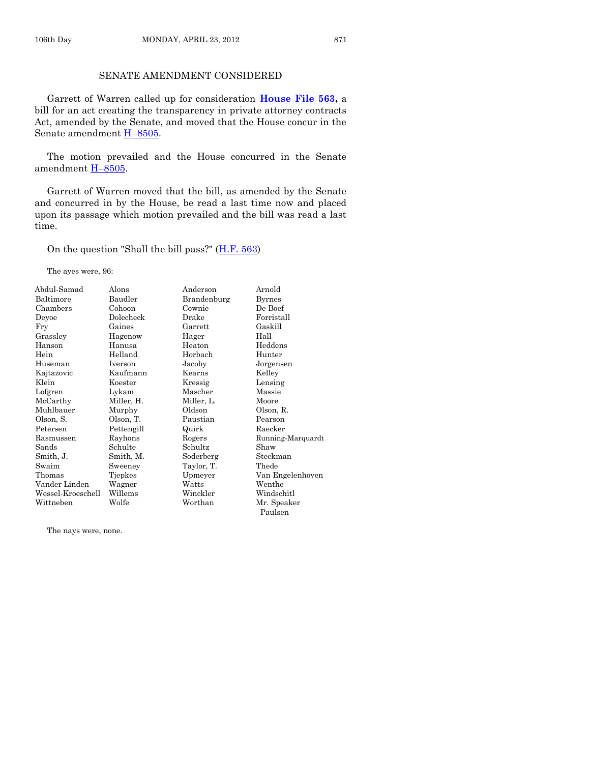## SENATE AMENDMENT CONSIDERED

Garrett of Warren called up for consideration **House File 563,** a bill for an act creating the transparency in private attorney contracts Act, amended by the Senate, and moved that the House concur in the Senate amendment H–8505.

The motion prevailed and the House concurred in the Senate amendment H–8505.

Garrett of Warren moved that the bill, as amended by the Senate and concurred in by the House, be read a last time now and placed upon its passage which motion prevailed and the bill was read a last time.

On the question "Shall the bill pass?" (H.F. 563)

The ayes were, 96:

| | | | |
|---|---|---|---|
| Abdul-Samad | Alons | Anderson | Arnold |
| Baltimore | Baudler | Brandenburg | Byrnes |
| Chambers | Cohoon | Cownie | De Boef |
| Deyoe | Dolecheck | Drake | Forristall |
| Fry | Gaines | Garrett | Gaskill |
| Grassley | Hagenow | Hager | Hall |
| Hanson | Hanusa | Heaton | Heddens |
| Hein | Helland | Horbach | Hunter |
| Huseman | Iverson | Jacoby | Jorgensen |
| Kajtazovic | Kaufmann | Kearns | Kelley |
| Klein | Koester | Kressig | Lensing |
| Lofgren | Lykam | Mascher | Massie |
| McCarthy | Miller, H. | Miller, L. | Moore |
| Muhlbauer | Murphy | Oldson | Olson, R. |
| Olson, S. | Olson, T. | Paustian | Pearson |
| Petersen | Pettengill | Quirk | Raecker |
| Rasmussen | Rayhons | Rogers | Running-Marquardt |
| Sands | Schulte | Schultz | Shaw |
| Smith, J. | Smith, M. | Soderberg | Steckman |
| Swaim | Sweeney | Taylor, T. | Thede |
| Thomas | Tjepkes | Upmeyer | Van Engelenhoven |
| Vander Linden | Wagner | Watts | Wenthe |
| Wessel-Kroeschell | Willems | Winckler | Windschitl |
| Wittneben | Wolfe | Worthan | Mr. Speaker Paulsen |

The nays were, none.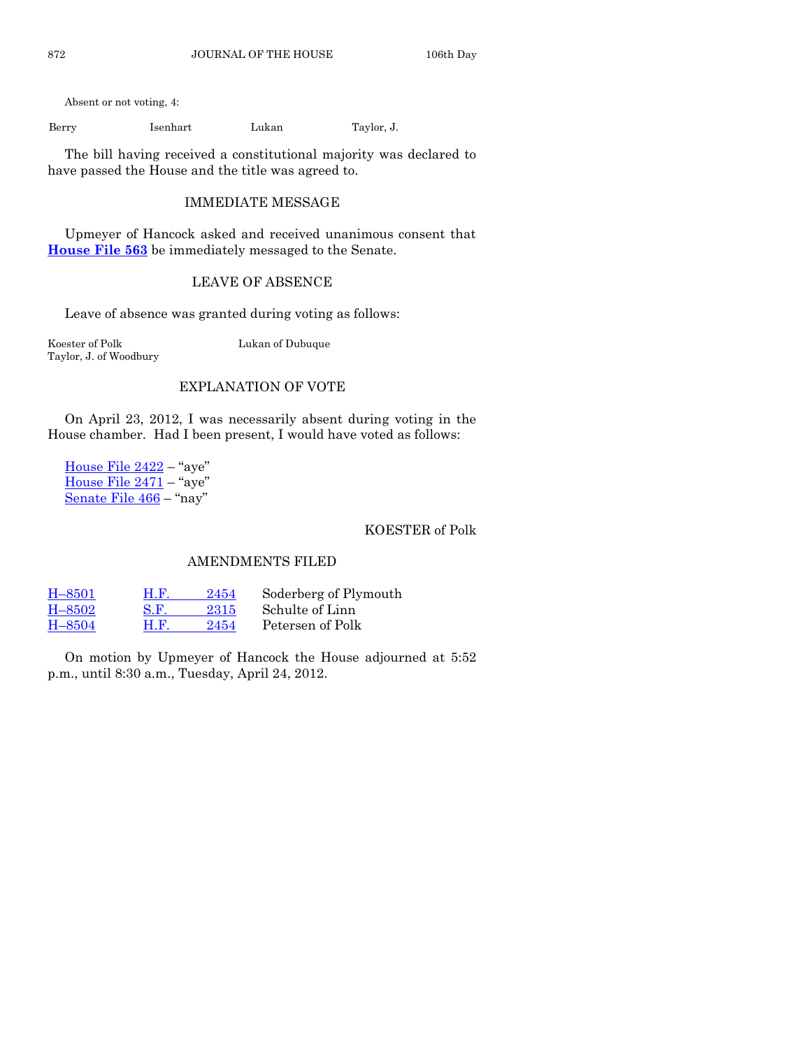Absent or not voting, 4:

| | | | |
|---|---|---|---|
| Berry | Isenhart | Lukan | Taylor, J. |

The bill having received a constitutional majority was declared to have passed the House and the title was agreed to.

## IMMEDIATE MESSAGE

Upmeyer of Hancock asked and received unanimous consent that **House File 563** be immediately messaged to the Senate.

## LEAVE OF ABSENCE

Leave of absence was granted during voting as follows:

| | |
|---|---|
| Koester of Polk | Lukan of Dubuque |
| Taylor, J. of Woodbury | |

## EXPLANATION OF VOTE

On April 23, 2012, I was necessarily absent during voting in the House chamber. Had I been present, I would have voted as follows:

House File 2422 – "aye"
House File 2471 – "aye"
Senate File 466 – "nay"

KOESTER of Polk

## AMENDMENTS FILED

| | | | |
|---|---|---|---|
| H–8501 | H.F. | 2454 | Soderberg of Plymouth |
| H–8502 | S.F. | 2315 | Schulte of Linn |
| H–8504 | H.F. | 2454 | Petersen of Polk |

On motion by Upmeyer of Hancock the House adjourned at 5:52 p.m., until 8:30 a.m., Tuesday, April 24, 2012.